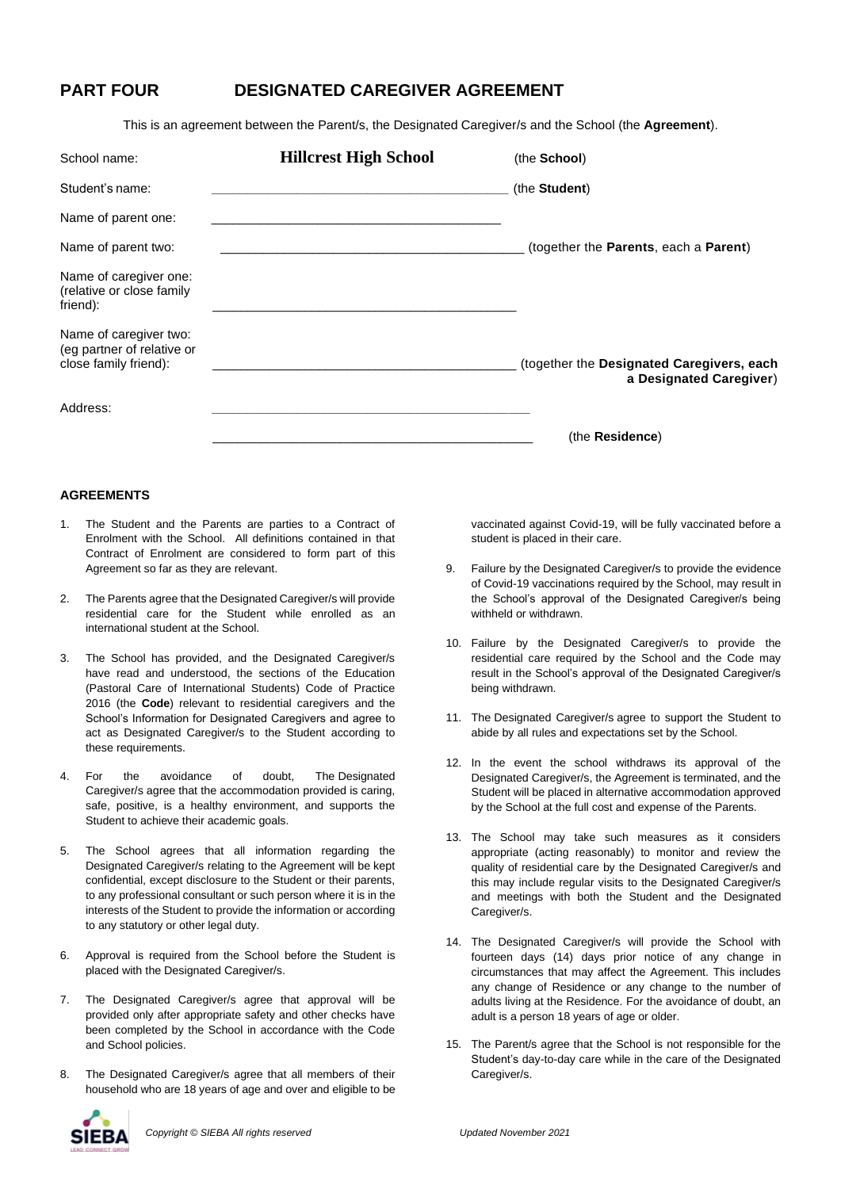## PART FOUR DESIGNATED CAREGIVER AGREEMENT

This is an agreement between the Parent/s, the Designated Caregiver/s and the School (the **Agreement**).

| | | |
|---|---|---|
| School name: | **Hillcrest High School** | (the **School**) |
| Student's name: | ____________________ | (the **Student**) |
| Name of parent one: | ____________________ | |
| Name of parent two: | ____________________ | (together the **Parents**, each a **Parent**) |
| Name of caregiver one: (relative or close family friend): | ____________________ | |
| Name of caregiver two: (eg partner of relative or close family friend): | ____________________ | (together the **Designated Caregivers, each a Designated Caregiver**) |
| Address: | ____________________ | |
| | ____________________ | (the **Residence**) |

### AGREEMENTS

1. The Student and the Parents are parties to a Contract of Enrolment with the School. All definitions contained in that Contract of Enrolment are considered to form part of this Agreement so far as they are relevant.
2. The Parents agree that the Designated Caregiver/s will provide residential care for the Student while enrolled as an international student at the School.
3. The School has provided, and the Designated Caregiver/s have read and understood, the sections of the Education (Pastoral Care of International Students) Code of Practice 2016 (the **Code**) relevant to residential caregivers and the School's Information for Designated Caregivers and agree to act as Designated Caregiver/s to the Student according to these requirements.
4. For the avoidance of doubt, The Designated Caregiver/s agree that the accommodation provided is caring, safe, positive, is a healthy environment, and supports the Student to achieve their academic goals.
5. The School agrees that all information regarding the Designated Caregiver/s relating to the Agreement will be kept confidential, except disclosure to the Student or their parents, to any professional consultant or such person where it is in the interests of the Student to provide the information or according to any statutory or other legal duty.
6. Approval is required from the School before the Student is placed with the Designated Caregiver/s.
7. The Designated Caregiver/s agree that approval will be provided only after appropriate safety and other checks have been completed by the School in accordance with the Code and School policies.
8. The Designated Caregiver/s agree that all members of their household who are 18 years of age and over and eligible to be vaccinated against Covid-19, will be fully vaccinated before a student is placed in their care.
9. Failure by the Designated Caregiver/s to provide the evidence of Covid-19 vaccinations required by the School, may result in the School's approval of the Designated Caregiver/s being withheld or withdrawn.
10. Failure by the Designated Caregiver/s to provide the residential care required by the School and the Code may result in the School's approval of the Designated Caregiver/s being withdrawn.
11. The Designated Caregiver/s agree to support the Student to abide by all rules and expectations set by the School.
12. In the event the school withdraws its approval of the Designated Caregiver/s, the Agreement is terminated, and the Student will be placed in alternative accommodation approved by the School at the full cost and expense of the Parents.
13. The School may take such measures as it considers appropriate (acting reasonably) to monitor and review the quality of residential care by the Designated Caregiver/s and this may include regular visits to the Designated Caregiver/s and meetings with both the Student and the Designated Caregiver/s.
14. The Designated Caregiver/s will provide the School with fourteen days (14) days prior notice of any change in circumstances that may affect the Agreement. This includes any change of Residence or any change to the number of adults living at the Residence. For the avoidance of doubt, an adult is a person 18 years of age or older.
15. The Parent/s agree that the School is not responsible for the Student's day-to-day care while in the care of the Designated Caregiver/s.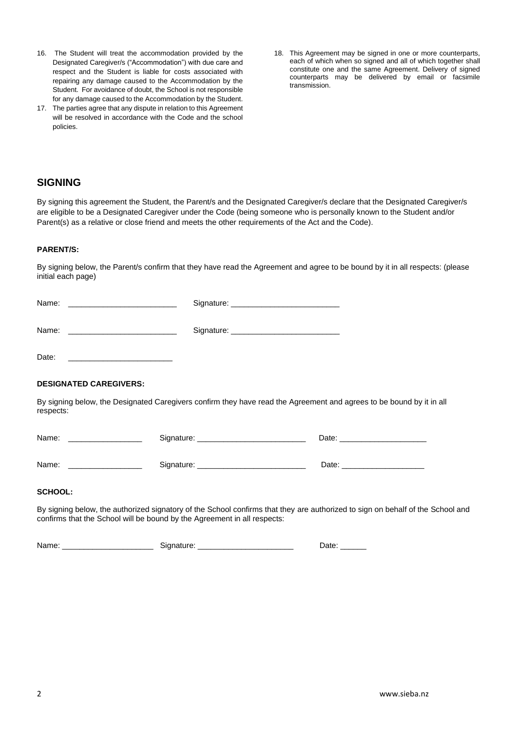16. The Student will treat the accommodation provided by the Designated Caregiver/s ("Accommodation") with due care and respect and the Student is liable for costs associated with repairing any damage caused to the Accommodation by the Student. For avoidance of doubt, the School is not responsible for any damage caused to the Accommodation by the Student.
17. The parties agree that any dispute in relation to this Agreement will be resolved in accordance with the Code and the school policies.
18. This Agreement may be signed in one or more counterparts, each of which when so signed and all of which together shall constitute one and the same Agreement. Delivery of signed counterparts may be delivered by email or facsimile transmission.

## SIGNING

By signing this agreement the Student, the Parent/s and the Designated Caregiver/s declare that the Designated Caregiver/s are eligible to be a Designated Caregiver under the Code (being someone who is personally known to the Student and/or Parent(s) as a relative or close friend and meets the other requirements of the Act and the Code).

**PARENT/S:**

By signing below, the Parent/s confirm that they have read the Agreement and agree to be bound by it in all respects: (please initial each page)

Name: ________________________ Signature: ________________________

Name: ________________________ Signature: ________________________

Date: ________________________

**DESIGNATED CAREGIVERS:**

By signing below, the Designated Caregivers confirm they have read the Agreement and agrees to be bound by it in all respects:

Name: ________________ Signature: ________________________ Date: ____________________

Name: ________________ Signature: ________________________ Date: __________________

**SCHOOL:**

By signing below, the authorized signatory of the School confirms that they are authorized to sign on behalf of the School and confirms that the School will be bound by the Agreement in all respects:

Name: ____________________ Signature: _____________________ Date: ______

www.sieba.nz